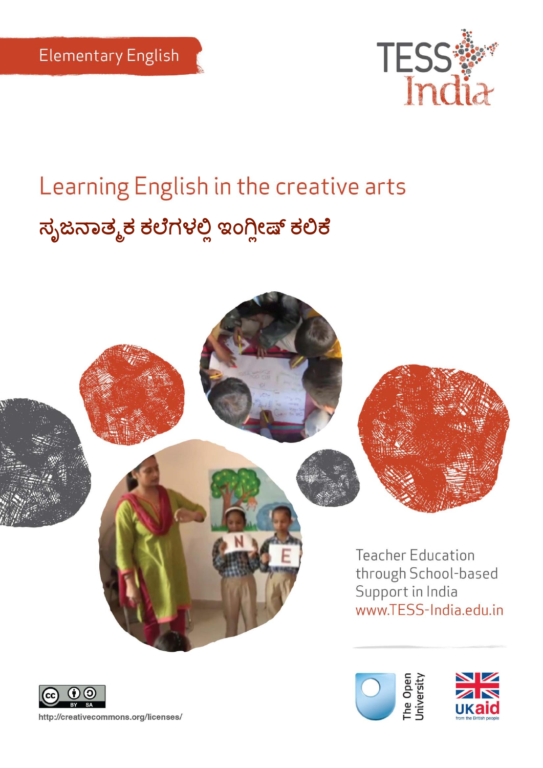Elementary English

TESS India

# Learning English in the creative arts

## ಸೃಜನಾತ್ಮಕ ಕಲೆಗಳಲ್ಲಿ ಇಂಗ್ಲೀಷ್ ಕಲಿಕೆ

Teacher Education through School-based Support in India
www.TESS-India.edu.in

http://creativecommons.org/licenses/

The Open University

UKaid from the British people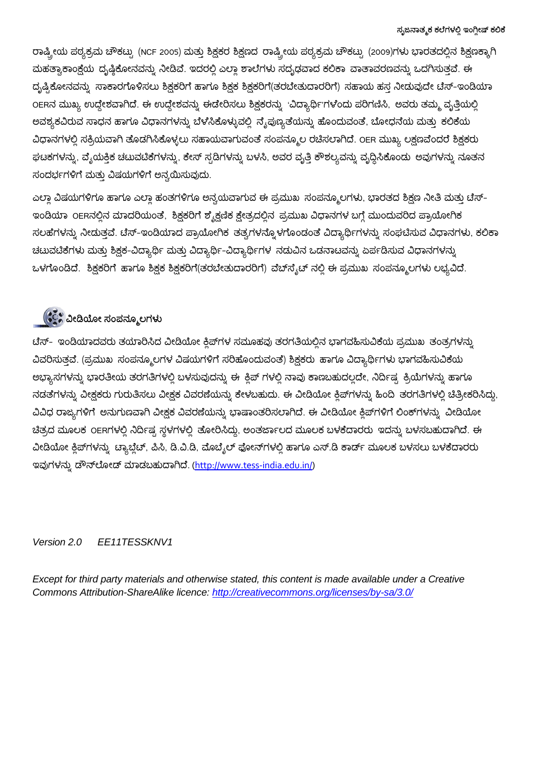ರಾಷ್ಟ್ರೀಯ ಪಠ್ಯಕ್ರಮ ಚೌಕಟ್ಟು (NCF 2005) ಮತ್ತು ಶಿಕ್ಷಕರ ಶಿಕ್ಷಣದ ರಾಷ್ಟ್ರೀಯ ಪಠ್ಯಕ್ರಮ ಚೌಕಟ್ಟು (2009)ಗಳು ಭಾರತದಲ್ಲಿನ ಶಿಕ್ಷಣಕ್ಕಾಗಿ ಮಹತ್ವಾಕಾಂಕ್ಷೆಯ ದೃಷ್ಟಿಕೋನವನ್ನು ನೀಡಿವೆ. ಇದರಲ್ಲಿ ಎಲ್ಲಾ ಶಾಲೆಗಳು ಸದೃಢವಾದ ಕಲಿಕಾ ವಾತಾವರಣವನ್ನು ಒದಗಿಸುತ್ತವೆ. ಈ ದೃಷ್ಟಿಕೋನವನ್ನು ಸಾಕಾರಗೊಳಿಸಲು ಶಿಕ್ಷಕರಿಗೆ ಹಾಗೂ ಶಿಕ್ಷಕ ಶಿಕ್ಷಕರಿಗೆ(ತರಬೇತುದಾರರಿಗೆ) ಸಹಾಯ ಹಸ್ತ ನೀಡುವುದೇ ಟೆಸ್-ಇಂಡಿಯಾ OERನ ಮುಖ್ಯ ಉದ್ದೇಶವಾಗಿದೆ. ಈ ಉದ್ದೇಶವನ್ನು ಈಡೇರಿಸಲು ಶಿಕ್ಷಕರನ್ನು 'ವಿದ್ಯಾರ್ಥಿ'ಗಳೆಂದು ಪರಿಗಣಿಸಿ, ಅವರು ತಮ್ಮ ವೃತ್ತಿಯಲ್ಲಿ ಅವಶ್ಯಕವಿರುವ ಸಾಧನ ಹಾಗೂ ವಿಧಾನಗಳನ್ನು ಬೆಳೆಸಿಕೊಳ್ಳುವಲ್ಲಿ ನೈಪುಣ್ಯತೆಯನ್ನು ಹೊಂದುವಂತೆ, ಬೋಧನೆಯ ಮತ್ತು ಕಲಿಕೆಯ ವಿಧಾನಗಳಲ್ಲಿ ಸಕ್ರಿಯವಾಗಿ ತೊಡಗಿಸಿಕೊಳ್ಳಲು ಸಹಾಯವಾಗುವಂತೆ ಸಂಪನ್ಮೂಲ ರಚಿಸಲಾಗಿದೆ. OER ಮುಖ್ಯ ಲಕ್ಷಣವೆಂದರೆ ಶಿಕ್ಷಕರು ಘಟಕಗಳನ್ನು, ವೈಯಕ್ತಿಕ ಚಟುವಟಿಕೆಗಳನ್ನು, ಕೇಸ್ ಸ್ಟಡಿಗಳನ್ನು ಬಳಸಿ, ಅವರ ವೃತ್ತಿ ಕೌಶಲ್ಯವನ್ನು ವೃದ್ಧಿಸಿಕೊಂಡು ಅವುಗಳನ್ನು ನೂತನ ಸಂದರ್ಭಗಳಿಗೆ ಮತ್ತು ವಿಷಯಗಳಿಗೆ ಅನ್ವಯಿಸುವುದು.

ಎಲ್ಲಾ ವಿಷಯಗಳಿಗೂ ಹಾಗೂ ಎಲ್ಲಾ ಹಂತಗಳಿಗೂ ಅನ್ವಯವಾಗುವ ಈ ಪ್ರಮುಖ ಸಂಪನ್ಮೂಲಗಳು, ಭಾರತದ ಶಿಕ್ಷಣ ನೀತಿ ಮತ್ತು ಟೆಸ್-ಇಂಡಿಯಾ OERನಲ್ಲಿನ ಮಾದರಿಯಂತೆ, ಶಿಕ್ಷಕರಿಗೆ ಶೈಕ್ಷಣಿಕ ಕ್ಷೇತ್ರದಲ್ಲಿನ ಪ್ರಮುಖ ವಿಧಾನಗಳ ಬಗ್ಗೆ ಮುಂದುವರಿದ ಪ್ರಾಯೋಗಿಕ ಸಲಹೆಗಳನ್ನು ನೀಡುತ್ತವೆ. ಟೆಸ್-ಇಂಡಿಯಾದ ಪ್ರಾಯೋಗಿಕ ತತ್ವಗಳನ್ನೊಳಗೊಂಡಂತೆ ವಿದ್ಯಾರ್ಥಿಗಳನ್ನು ಸಂಘಟಿಸುವ ವಿಧಾನಗಳು, ಕಲಿಕಾ ಚಟುವಟಿಕೆಗಳು ಮತ್ತು ಶಿಕ್ಷಕ-ವಿದ್ಯಾರ್ಥಿ ಮತ್ತು ವಿದ್ಯಾರ್ಥಿ-ವಿದ್ಯಾರ್ಥಿಗಳ ನಡುವಿನ ಒಡನಾಟವನ್ನು ಏರ್ಪಡಿಸುವ ವಿಧಾನಗಳನ್ನು ಒಳಗೊಂಡಿದೆ. ಶಿಕ್ಷಕರಿಗೆ ಹಾಗೂ ಶಿಕ್ಷಕ ಶಿಕ್ಷಕರಿಗೆ(ತರಬೇತುದಾರರಿಗೆ) ವೆಬ್‌ಸೈಟ್ ನಲ್ಲಿ ಈ ಪ್ರಮುಖ ಸಂಪನ್ಮೂಲಗಳು ಲಭ್ಯವಿದೆ.

## ವೀಡಿಯೋ ಸಂಪನ್ಮೂಲಗಳು

ಟೆಸ್- ಇಂಡಿಯಾದವರು ತಯಾರಿಸಿದ ವೀಡಿಯೋ ಕ್ಲಿಪ್‌ಗಳ ಸಮೂಹವು ತರಗತಿಯಲ್ಲಿನ ಭಾಗವಹಿಸುವಿಕೆಯ ಪ್ರಮುಖ ತಂತ್ರಗಳನ್ನು ವಿವರಿಸುತ್ತವೆ. (ಪ್ರಮುಖ ಸಂಪನ್ಮೂಲಗಳ ವಿಷಯಗಳಿಗೆ ಸರಿಹೊಂದುವಂತೆ) ಶಿಕ್ಷಕರು ಹಾಗೂ ವಿದ್ಯಾರ್ಥಿಗಳು ಭಾಗವಹಿಸುವಿಕೆಯ ಅಭ್ಯಾಸಗಳನ್ನು ಭಾರತೀಯ ತರಗತಿಗಳಲ್ಲಿ ಬಳಸುವುದನ್ನು ಈ ಕ್ಲಿಪ್ ಗಳಲ್ಲಿ ನಾವು ಕಾಣಬಹುದಲ್ಲದೇ, ನಿರ್ದಿಷ್ಟ ಕ್ರಿಯೆಗಳನ್ನು ಹಾಗೂ ನಡತೆಗಳನ್ನು ವೀಕ್ಷಕರು ಗುರುತಿಸಲು ವೀಕ್ಷಕ ವಿವರಣೆಯನ್ನು ಕೇಳಬಹುದು. ಈ ವೀಡಿಯೋ ಕ್ಲಿಪ್‌ಗಳನ್ನು ಹಿಂದಿ ತರಗತಿಗಳಲ್ಲಿ ಚಿತ್ರೀಕರಿಸಿದ್ದು, ವಿವಿಧ ರಾಜ್ಯಗಳಿಗೆ ಅನುಗುಣವಾಗಿ ವೀಕ್ಷಕ ವಿವರಣೆಯನ್ನು ಭಾಷಾಂತರಿಸಲಾಗಿದೆ. ಈ ವೀಡಿಯೋ ಕ್ಲಿಪ್‌ಗಳಿಗೆ ಲಿಂಕ್‌ಗಳನ್ನು ವೀಡಿಯೋ ಚಿತ್ರದ ಮೂಲಕ OERಗಳಲ್ಲಿ ನಿರ್ದಿಷ್ಟ ಸ್ಥಳಗಳಲ್ಲಿ ತೋರಿಸಿದ್ದು, ಅಂತರ್ಜಾಲದ ಮೂಲಕ ಬಳಕೆದಾರರು ಇದನ್ನು ಬಳಸಬಹುದಾಗಿದೆ. ಈ ವೀಡಿಯೋ ಕ್ಲಿಪ್‌ಗಳನ್ನು ಟ್ಯಾಬ್ಲೆಟ್, ಪಿಸಿ, ಡಿ.ವಿ.ಡಿ, ಮೊಬೈಲ್ ಫೋನ್‌ಗಳಲ್ಲಿ ಹಾಗೂ ಎಸ್.ಡಿ ಕಾರ್ಡ್ ಮೂಲಕ ಬಳಸಲು ಬಳಕೆದಾರರು ಇವುಗಳನ್ನು ಡೌನ್‌ಲೋಡ್ ಮಾಡಬಹುದಾಗಿದೆ. (http://www.tess-india.edu.in/)

*Version 2.0 EE11TESSKNV1*

*Except for third party materials and otherwise stated, this content is made available under a Creative Commons Attribution-ShareAlike licence: http://creativecommons.org/licenses/by-sa/3.0/*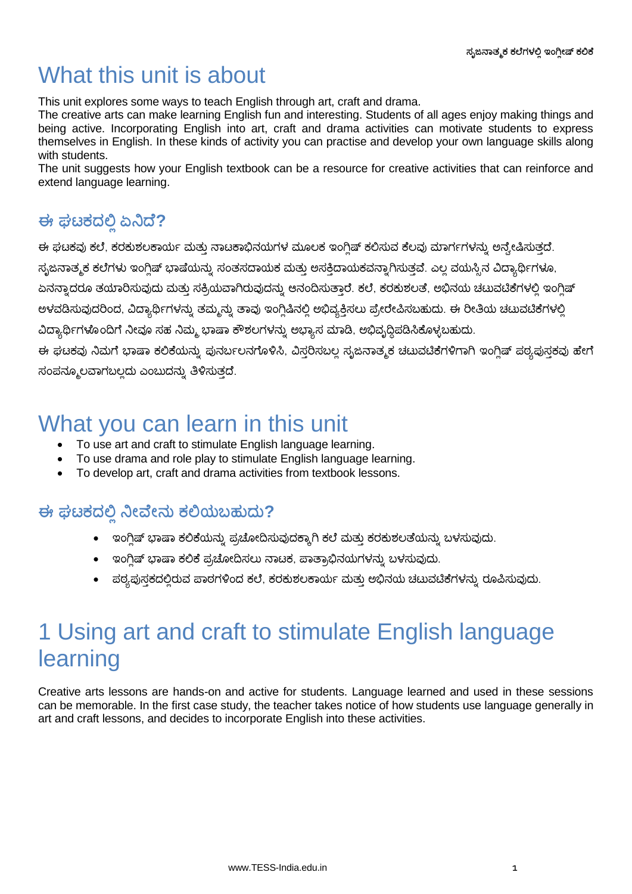# What this unit is about

This unit explores some ways to teach English through art, craft and drama.

The creative arts can make learning English fun and interesting. Students of all ages enjoy making things and being active. Incorporating English into art, craft and drama activities can motivate students to express themselves in English. In these kinds of activity you can practise and develop your own language skills along with students.

The unit suggests how your English textbook can be a resource for creative activities that can reinforce and extend language learning.

## ಈ ಘಟಕದಲ್ಲಿ ಏನಿದೆ?

ಈ ಘಟಕವು ಕಲೆ, ಕರಕುಶಲಕಾರ್ಯ ಮತ್ತು ನಾಟಕಾಭಿನಯಗಳ ಮೂಲಕ ಇಂಗ್ಲಿಷ್ ಕಲಿಸುವ ಕೆಲವು ಮಾರ್ಗಗಳನ್ನು ಅನ್ವೇಷಿಸುತ್ತದೆ.

ಸೃಜನಾತ್ಮಕ ಕಲೆಗಳು ಇಂಗ್ಲಿಷ್ ಭಾಷೆಯನ್ನು ಸಂತಸದಾಯಕ ಮತ್ತು ಆಸಕ್ತಿದಾಯಕವನ್ನಾಗಿಸುತ್ತವೆ. ಎಲ್ಲ ವಯಸ್ಸಿನ ವಿದ್ಯಾರ್ಥಿಗಳೂ, ಏನನ್ನಾದರೂ ತಯಾರಿಸುವುದು ಮತ್ತು ಸಕ್ರಿಯವಾಗಿರುವುದನ್ನು ಆನಂದಿಸುತ್ತಾರೆ. ಕಲೆ, ಕರಕುಶಲತೆ, ಅಭಿನಯ ಚಟುವಟಿಕೆಗಳಲ್ಲಿ ಇಂಗ್ಲಿಷ್ ಅಳವಡಿಸುವುದರಿಂದ, ವಿದ್ಯಾರ್ಥಿಗಳನ್ನು ತಮ್ಮನ್ನು ತಾವು ಇಂಗ್ಲಿಷಿನಲ್ಲಿ ಅಭಿವ್ಯಕ್ತಿಸಲು ಪ್ರೇರೇಪಿಸಬಹುದು. ಈ ರೀತಿಯ ಚಟುವಟಿಕೆಗಳಲ್ಲಿ ವಿದ್ಯಾರ್ಥಿಗಳೊಂದಿಗೆ ನೀವೂ ಸಹ ನಿಮ್ಮ ಭಾಷಾ ಕೌಶಲಗಳನ್ನು ಅಭ್ಯಾಸ ಮಾಡಿ, ಅಭಿವೃದ್ಧಿಪಡಿಸಿಕೊಳ್ಳಬಹುದು.

ಈ ಘಟಕವು ನಿಮಗೆ ಭಾಷಾ ಕಲಿಕೆಯನ್ನು ಪುನರ್ಬಲನಗೊಳಿಸಿ, ವಿಸ್ತರಿಸಬಲ್ಲ ಸೃಜನಾತ್ಮಕ ಚಟುವಟಿಕೆಗಳಿಗಾಗಿ ಇಂಗ್ಲಿಷ್ ಪಠ್ಯಪುಸ್ತಕವು ಹೇಗೆ ಸಂಪನ್ಮೂಲವಾಗಬಲ್ಲದು ಎಂಬುದನ್ನು ತಿಳಿಸುತ್ತದೆ.

# What you can learn in this unit

- To use art and craft to stimulate English language learning.
- To use drama and role play to stimulate English language learning.
- To develop art, craft and drama activities from textbook lessons.

## ಈ ಘಟಕದಲ್ಲಿ ನೀವೇನು ಕಲಿಯಬಹುದು?

- ಇಂಗ್ಲಿಷ್ ಭಾಷಾ ಕಲಿಕೆಯನ್ನು ಪ್ರಚೋದಿಸುವುದಕ್ಕಾಗಿ ಕಲೆ ಮತ್ತು ಕರಕುಶಲತೆಯನ್ನು ಬಳಸುವುದು.
- ಇಂಗ್ಲಿಷ್ ಭಾಷಾ ಕಲಿಕೆ ಪ್ರಚೋದಿಸಲು ನಾಟಕ, ಪಾತ್ರಾಭಿನಯಗಳನ್ನು ಬಳಸುವುದು.
- ಪಠ್ಯಪುಸ್ತಕದಲ್ಲಿರುವ ಪಾಠಗಳಿಂದ ಕಲೆ, ಕರಕುಶಲಕಾರ್ಯ ಮತ್ತು ಅಭಿನಯ ಚಟುವಟಿಕೆಗಳನ್ನು ರೂಪಿಸುವುದು.

# 1 Using art and craft to stimulate English language learning

Creative arts lessons are hands-on and active for students. Language learned and used in these sessions can be memorable. In the first case study, the teacher takes notice of how students use language generally in art and craft lessons, and decides to incorporate English into these activities.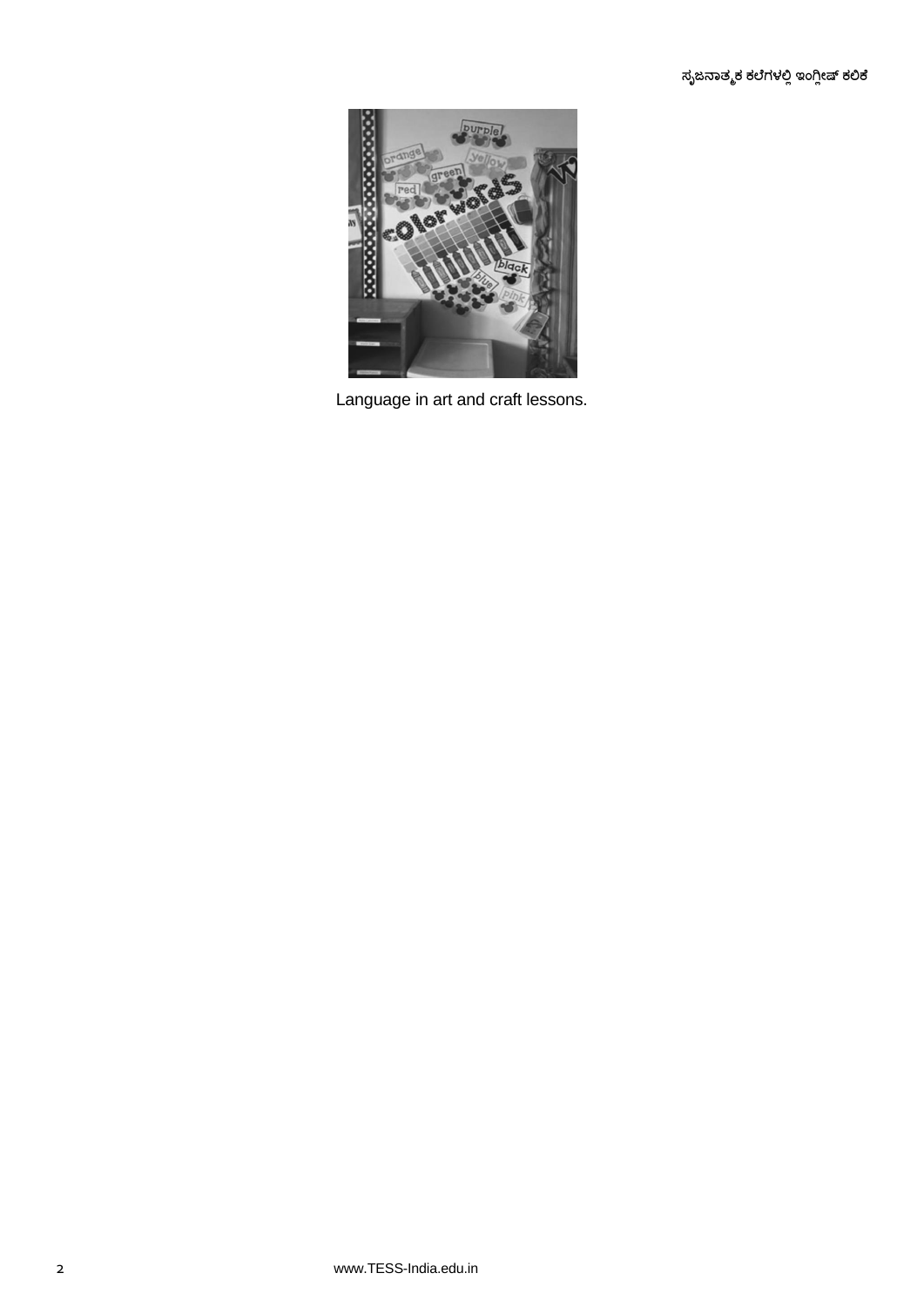Language in art and craft lessons.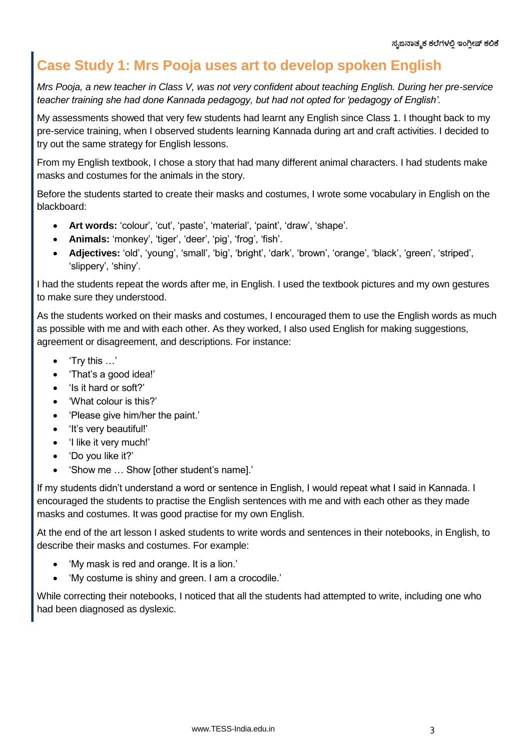## Case Study 1: Mrs Pooja uses art to develop spoken English

*Mrs Pooja, a new teacher in Class V, was not very confident about teaching English. During her pre-service teacher training she had done Kannada pedagogy, but had not opted for 'pedagogy of English'.*

My assessments showed that very few students had learnt any English since Class 1. I thought back to my pre-service training, when I observed students learning Kannada during art and craft activities. I decided to try out the same strategy for English lessons.

From my English textbook, I chose a story that had many different animal characters. I had students make masks and costumes for the animals in the story.

Before the students started to create their masks and costumes, I wrote some vocabulary in English on the blackboard:

- **Art words:** 'colour', 'cut', 'paste', 'material', 'paint', 'draw', 'shape'.
- **Animals:** 'monkey', 'tiger', 'deer', 'pig', 'frog', 'fish'.
- **Adjectives:** 'old', 'young', 'small', 'big', 'bright', 'dark', 'brown', 'orange', 'black', 'green', 'striped', 'slippery', 'shiny'.

I had the students repeat the words after me, in English. I used the textbook pictures and my own gestures to make sure they understood.

As the students worked on their masks and costumes, I encouraged them to use the English words as much as possible with me and with each other. As they worked, I also used English for making suggestions, agreement or disagreement, and descriptions. For instance:

- 'Try this …'
- 'That's a good idea!'
- 'Is it hard or soft?'
- 'What colour is this?'
- 'Please give him/her the paint.'
- 'It's very beautiful!'
- 'I like it very much!'
- 'Do you like it?'
- 'Show me … Show [other student's name].'

If my students didn't understand a word or sentence in English, I would repeat what I said in Kannada. I encouraged the students to practise the English sentences with me and with each other as they made masks and costumes. It was good practise for my own English.

At the end of the art lesson I asked students to write words and sentences in their notebooks, in English, to describe their masks and costumes. For example:

- 'My mask is red and orange. It is a lion.'
- 'My costume is shiny and green. I am a crocodile.'

While correcting their notebooks, I noticed that all the students had attempted to write, including one who had been diagnosed as dyslexic.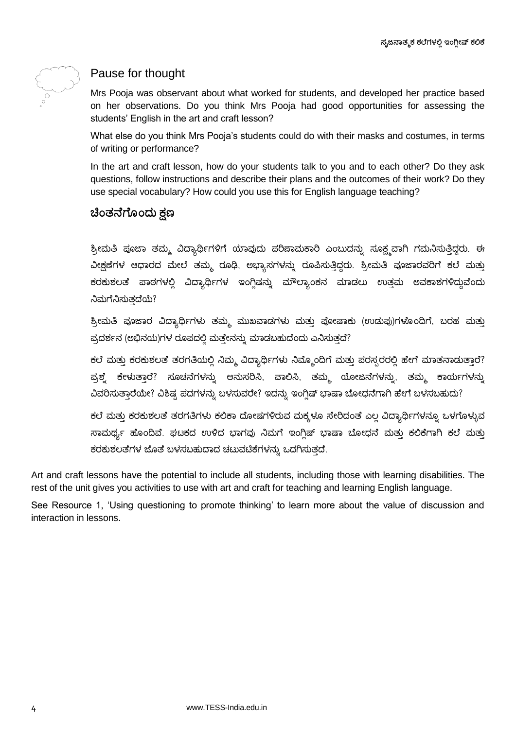## Pause for thought

Mrs Pooja was observant about what worked for students, and developed her practice based on her observations. Do you think Mrs Pooja had good opportunities for assessing the students' English in the art and craft lesson?

What else do you think Mrs Pooja's students could do with their masks and costumes, in terms of writing or performance?

In the art and craft lesson, how do your students talk to you and to each other? Do they ask questions, follow instructions and describe their plans and the outcomes of their work? Do they use special vocabulary? How could you use this for English language teaching?

## ಚಿಂತನೆಗೊಂದು ಕ್ಷಣ

ಶ್ರೀಮತಿ ಪೂಜಾ ತಮ್ಮ ವಿದ್ಯಾರ್ಥಿಗಳಿಗೆ ಯಾವುದು ಪರಿಣಾಮಕಾರಿ ಎಂಬುದನ್ನು ಸೂಕ್ಷ್ಮವಾಗಿ ಗಮನಿಸುತ್ತಿದ್ದರು. ಈ ವೀಕ್ಷಣೆಗಳ ಆಧಾರದ ಮೇಲೆ ತಮ್ಮ ರೂಢಿ, ಅಭ್ಯಾಸಗಳನ್ನು ರೂಪಿಸುತ್ತಿದ್ದರು. ಶ್ರೀಮತಿ ಪೂಜಾರವರಿಗೆ ಕಲೆ ಮತ್ತು ಕರಕುಶಲತೆ ಪಾಠಗಳಲ್ಲಿ ವಿದ್ಯಾರ್ಥಿಗಳ ಇಂಗ್ಲಿಷನ್ನು ಮೌಲ್ಯಾಂಕನ ಮಾಡಲು ಉತ್ತಮ ಅವಕಾಶಗಳಿದ್ದುವೆಂದು ನಿಮಗೆನಿಸುತ್ತದೆಯೆ?

ಶ್ರೀಮತಿ ಪೂಜಾರ ವಿದ್ಯಾರ್ಥಿಗಳು ತಮ್ಮ ಮುಖವಾಡಗಳು ಮತ್ತು ಪೋಷಾಕು (ಉಡುಪು)ಗಳೊಂದಿಗೆ, ಬರಹ ಮತ್ತು ಪ್ರದರ್ಶನ (ಅಭಿನಯ)ಗಳ ರೂಪದಲ್ಲಿ ಮತ್ತೇನನ್ನು ಮಾಡಬಹುದೆಂದು ಎನಿಸುತ್ತದೆ?

ಕಲೆ ಮತ್ತು ಕರಕುಶಲತೆ ತರಗತಿಯಲ್ಲಿ ನಿಮ್ಮ ವಿದ್ಯಾರ್ಥಿಗಳು ನಿಮ್ಮೊಂದಿಗೆ ಮತ್ತು ಪರಸ್ಪರರಲ್ಲಿ ಹೇಗೆ ಮಾತನಾಡುತ್ತಾರೆ? ಪ್ರಶ್ನೆ ಕೇಳುತ್ತಾರೆ? ಸೂಚನೆಗಳನ್ನು ಅನುಸರಿಸಿ, ಪಾಲಿಸಿ, ತಮ್ಮ ಯೋಜನೆಗಳನ್ನು, ತಮ್ಮ ಕಾರ್ಯಗಳನ್ನು ವಿವರಿಸುತ್ತಾರೆಯೇ? ವಿಶಿಷ್ಟ ಪದಗಳನ್ನು ಬಳಸುವರೇ? ಇದನ್ನು ಇಂಗ್ಲಿಷ್ ಭಾಷಾ ಬೋಧನೆಗಾಗಿ ಹೇಗೆ ಬಳಸಬಹುದು?

ಕಲೆ ಮತ್ತು ಕರಕುಶಲತೆ ತರಗತಿಗಳು ಕಲಿಕಾ ದೋಷಗಳಿರುವ ಮಕ್ಕಳೂ ಸೇರಿದಂತೆ ಎಲ್ಲ ವಿದ್ಯಾರ್ಥಿಗಳನ್ನೂ ಒಳಗೊಳ್ಳುವ ಸಾಮರ್ಥ್ಯ ಹೊಂದಿವೆ. ಘಟಕದ ಉಳಿದ ಭಾಗವು ನಿಮಗೆ ಇಂಗ್ಲಿಷ್ ಭಾಷಾ ಬೋಧನೆ ಮತ್ತು ಕಲಿಕೆಗಾಗಿ ಕಲೆ ಮತ್ತು ಕರಕುಶಲತೆಗಳ ಜೊತೆ ಬಳಸಬಹುದಾದ ಚಟುವಟಿಕೆಗಳನ್ನು ಒದಗಿಸುತ್ತದೆ.

Art and craft lessons have the potential to include all students, including those with learning disabilities. The rest of the unit gives you activities to use with art and craft for teaching and learning English language.

See Resource 1, 'Using questioning to promote thinking' to learn more about the value of discussion and interaction in lessons.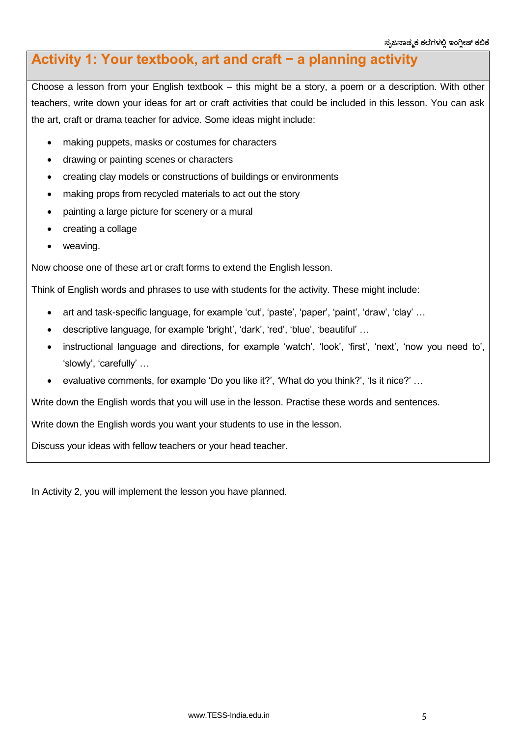## Activity 1: Your textbook, art and craft − a planning activity

Choose a lesson from your English textbook – this might be a story, a poem or a description. With other teachers, write down your ideas for art or craft activities that could be included in this lesson. You can ask the art, craft or drama teacher for advice. Some ideas might include:

- making puppets, masks or costumes for characters
- drawing or painting scenes or characters
- creating clay models or constructions of buildings or environments
- making props from recycled materials to act out the story
- painting a large picture for scenery or a mural
- creating a collage
- weaving.

Now choose one of these art or craft forms to extend the English lesson.

Think of English words and phrases to use with students for the activity. These might include:

- art and task-specific language, for example 'cut', 'paste', 'paper', 'paint', 'draw', 'clay' …
- descriptive language, for example 'bright', 'dark', 'red', 'blue', 'beautiful' …
- instructional language and directions, for example 'watch', 'look', 'first', 'next', 'now you need to', 'slowly', 'carefully' …
- evaluative comments, for example 'Do you like it?', 'What do you think?', 'Is it nice?' …

Write down the English words that you will use in the lesson. Practise these words and sentences.

Write down the English words you want your students to use in the lesson.

Discuss your ideas with fellow teachers or your head teacher.

In Activity 2, you will implement the lesson you have planned.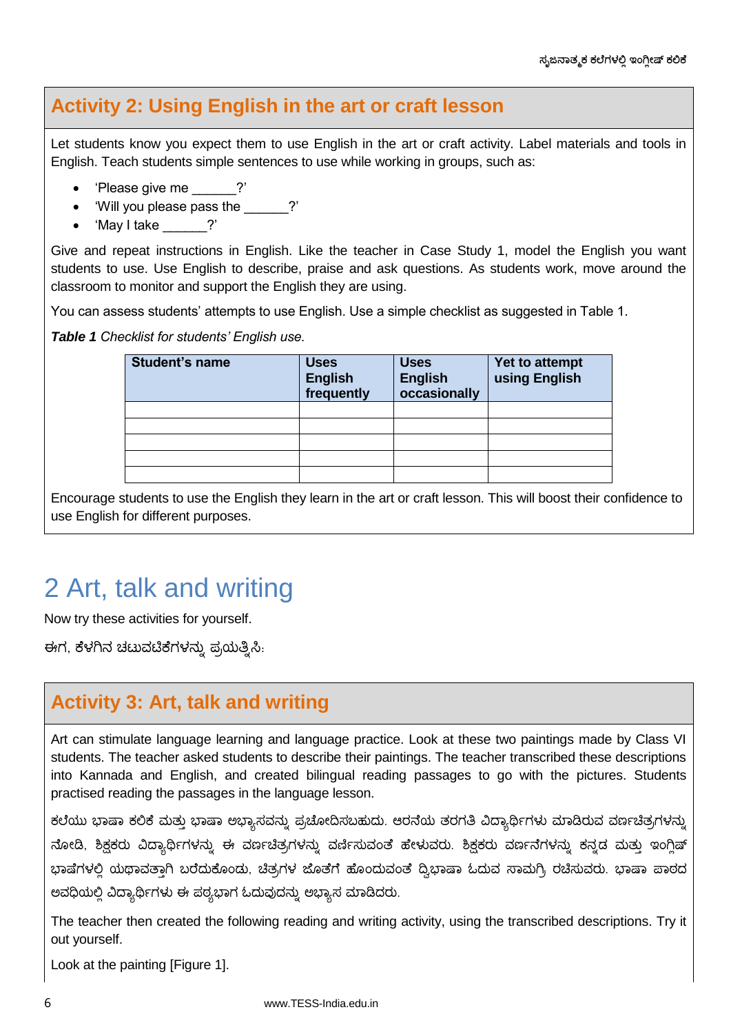## Activity 2: Using English in the art or craft lesson

Let students know you expect them to use English in the art or craft activity. Label materials and tools in English. Teach students simple sentences to use while working in groups, such as:

- 'Please give me ______?'
- 'Will you please pass the ______?'
- 'May I take ______?'

Give and repeat instructions in English. Like the teacher in Case Study 1, model the English you want students to use. Use English to describe, praise and ask questions. As students work, move around the classroom to monitor and support the English they are using.

You can assess students' attempts to use English. Use a simple checklist as suggested in Table 1.

***Table 1*** *Checklist for students' English use.*

| Student's name | Uses English frequently | Uses English occasionally | Yet to attempt using English |
|---|---|---|---|
| | | | |
| | | | |
| | | | |
| | | | |
| | | | |

Encourage students to use the English they learn in the art or craft lesson. This will boost their confidence to use English for different purposes.

# 2 Art, talk and writing

Now try these activities for yourself.

ಈಗ, ಕೆಳಗಿನ ಚಟುವಟಿಕೆಗಳನ್ನು ಪ್ರಯತ್ನಿಸಿ:

## Activity 3: Art, talk and writing

Art can stimulate language learning and language practice. Look at these two paintings made by Class VI students. The teacher asked students to describe their paintings. The teacher transcribed these descriptions into Kannada and English, and created bilingual reading passages to go with the pictures. Students practised reading the passages in the language lesson.

ಕಲೆಯು ಭಾಷಾ ಕಲಿಕೆ ಮತ್ತು ಭಾಷಾ ಅಭ್ಯಾಸವನ್ನು ಪ್ರಚೋದಿಸಬಹುದು. ಆರನೆಯ ತರಗತಿ ವಿದ್ಯಾರ್ಥಿಗಳು ಮಾಡಿರುವ ವರ್ಣಚಿತ್ರಗಳನ್ನು ನೋಡಿ. ಶಿಕ್ಷಕರು ವಿದ್ಯಾರ್ಥಿಗಳನ್ನು ಈ ವರ್ಣಚಿತ್ರಗಳನ್ನು ವರ್ಣಿಸುವಂತೆ ಹೇಳುವರು. ಶಿಕ್ಷಕರು ವರ್ಣನೆಗಳನ್ನು ಕನ್ನಡ ಮತ್ತು ಇಂಗ್ಲಿಷ್ ಭಾಷೆಗಳಲ್ಲಿ ಯಥಾವತ್ತಾಗಿ ಬರೆದುಕೊಂಡು, ಚಿತ್ರಗಳ ಜೊತೆಗೆ ಹೊಂದುವಂತೆ ದ್ವಿಭಾಷಾ ಓದುವ ಸಾಮಗ್ರಿ ರಚಿಸುವರು. ಭಾಷಾ ಪಾಠದ ಅವಧಿಯಲ್ಲಿ ವಿದ್ಯಾರ್ಥಿಗಳು ಈ ಪಠ್ಯಭಾಗ ಓದುವುದನ್ನು ಅಭ್ಯಾಸ ಮಾಡಿದರು.

The teacher then created the following reading and writing activity, using the transcribed descriptions. Try it out yourself.

Look at the painting [Figure 1].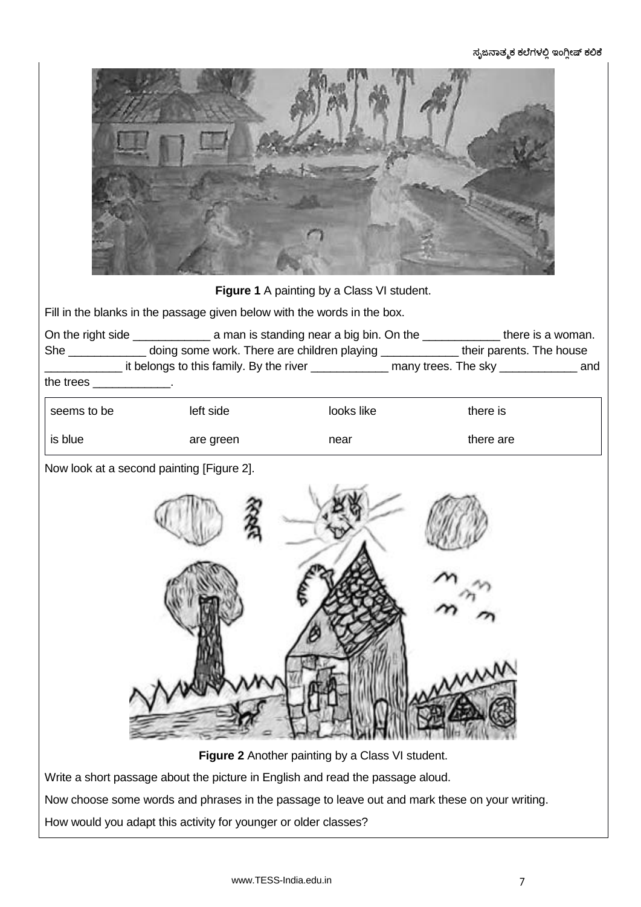**Figure 1** A painting by a Class VI student.

Fill in the blanks in the passage given below with the words in the box.

On the right side ____________ a man is standing near a big bin. On the ____________ there is a woman. She ____________ doing some work. There are children playing ____________ their parents. The house ____________ it belongs to this family. By the river ____________ many trees. The sky ____________ and the trees ____________.

| seems to be | left side | looks like | there is |
|---|---|---|---|
| is blue | are green | near | there are |

Now look at a second painting [Figure 2].

**Figure 2** Another painting by a Class VI student.

Write a short passage about the picture in English and read the passage aloud.

Now choose some words and phrases in the passage to leave out and mark these on your writing.

How would you adapt this activity for younger or older classes?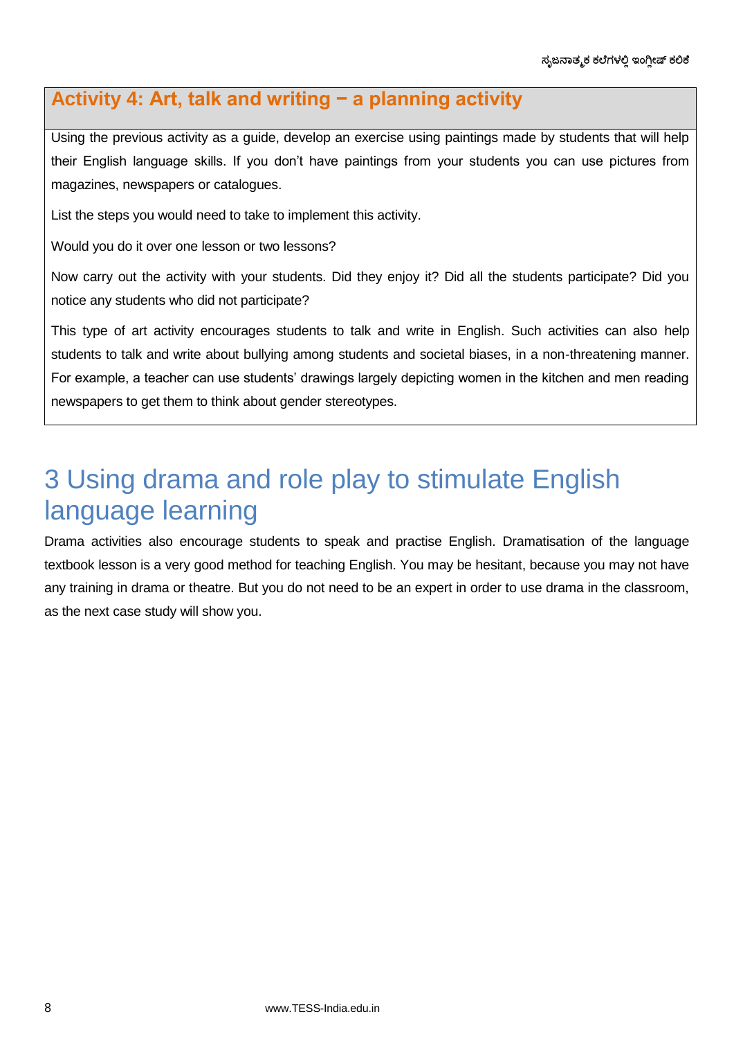### Activity 4: Art, talk and writing − a planning activity

Using the previous activity as a guide, develop an exercise using paintings made by students that will help their English language skills. If you don't have paintings from your students you can use pictures from magazines, newspapers or catalogues.

List the steps you would need to take to implement this activity.

Would you do it over one lesson or two lessons?

Now carry out the activity with your students. Did they enjoy it? Did all the students participate? Did you notice any students who did not participate?

This type of art activity encourages students to talk and write in English. Such activities can also help students to talk and write about bullying among students and societal biases, in a non-threatening manner. For example, a teacher can use students' drawings largely depicting women in the kitchen and men reading newspapers to get them to think about gender stereotypes.

## 3 Using drama and role play to stimulate English language learning

Drama activities also encourage students to speak and practise English. Dramatisation of the language textbook lesson is a very good method for teaching English. You may be hesitant, because you may not have any training in drama or theatre. But you do not need to be an expert in order to use drama in the classroom, as the next case study will show you.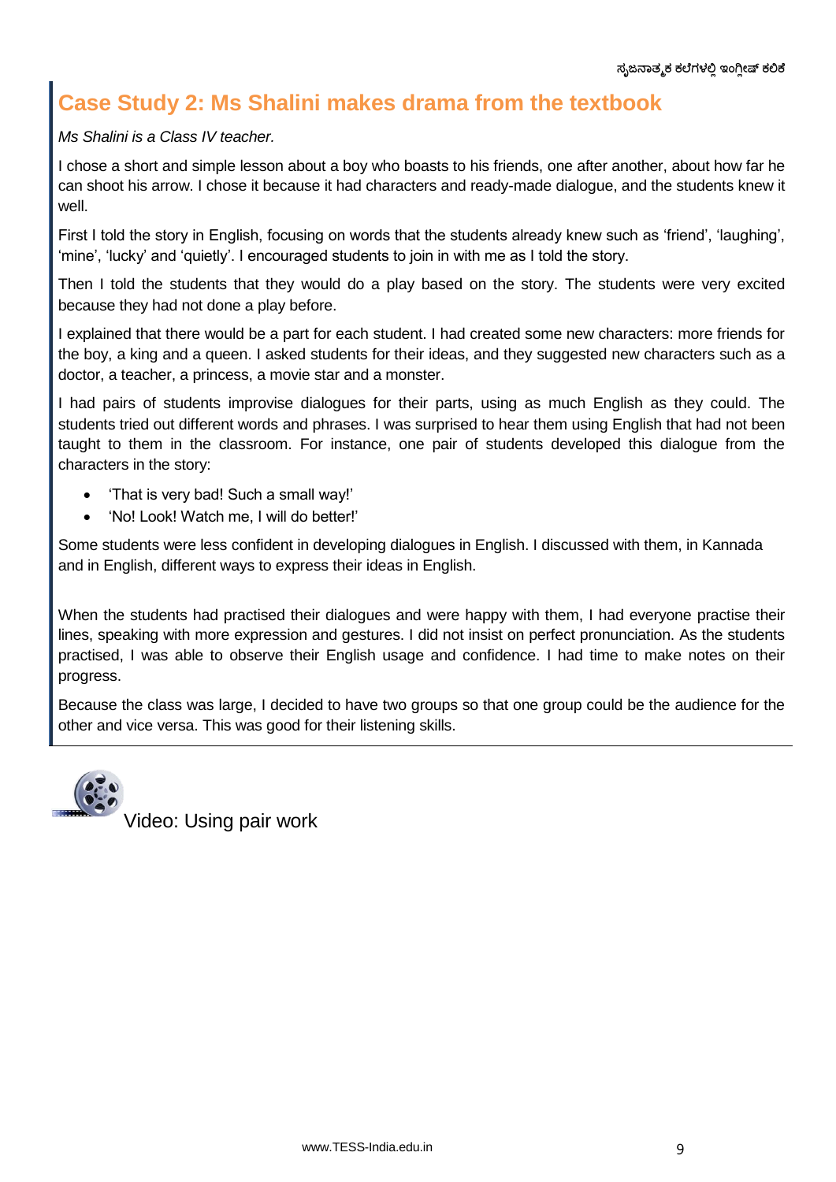## Case Study 2: Ms Shalini makes drama from the textbook

*Ms Shalini is a Class IV teacher.*

I chose a short and simple lesson about a boy who boasts to his friends, one after another, about how far he can shoot his arrow. I chose it because it had characters and ready-made dialogue, and the students knew it well.

First I told the story in English, focusing on words that the students already knew such as 'friend', 'laughing', 'mine', 'lucky' and 'quietly'. I encouraged students to join in with me as I told the story.

Then I told the students that they would do a play based on the story. The students were very excited because they had not done a play before.

I explained that there would be a part for each student. I had created some new characters: more friends for the boy, a king and a queen. I asked students for their ideas, and they suggested new characters such as a doctor, a teacher, a princess, a movie star and a monster.

I had pairs of students improvise dialogues for their parts, using as much English as they could. The students tried out different words and phrases. I was surprised to hear them using English that had not been taught to them in the classroom. For instance, one pair of students developed this dialogue from the characters in the story:

- 'That is very bad! Such a small way!'
- 'No! Look! Watch me, I will do better!'

Some students were less confident in developing dialogues in English. I discussed with them, in Kannada and in English, different ways to express their ideas in English.

When the students had practised their dialogues and were happy with them, I had everyone practise their lines, speaking with more expression and gestures. I did not insist on perfect pronunciation. As the students practised, I was able to observe their English usage and confidence. I had time to make notes on their progress.

Because the class was large, I decided to have two groups so that one group could be the audience for the other and vice versa. This was good for their listening skills.

Video: Using pair work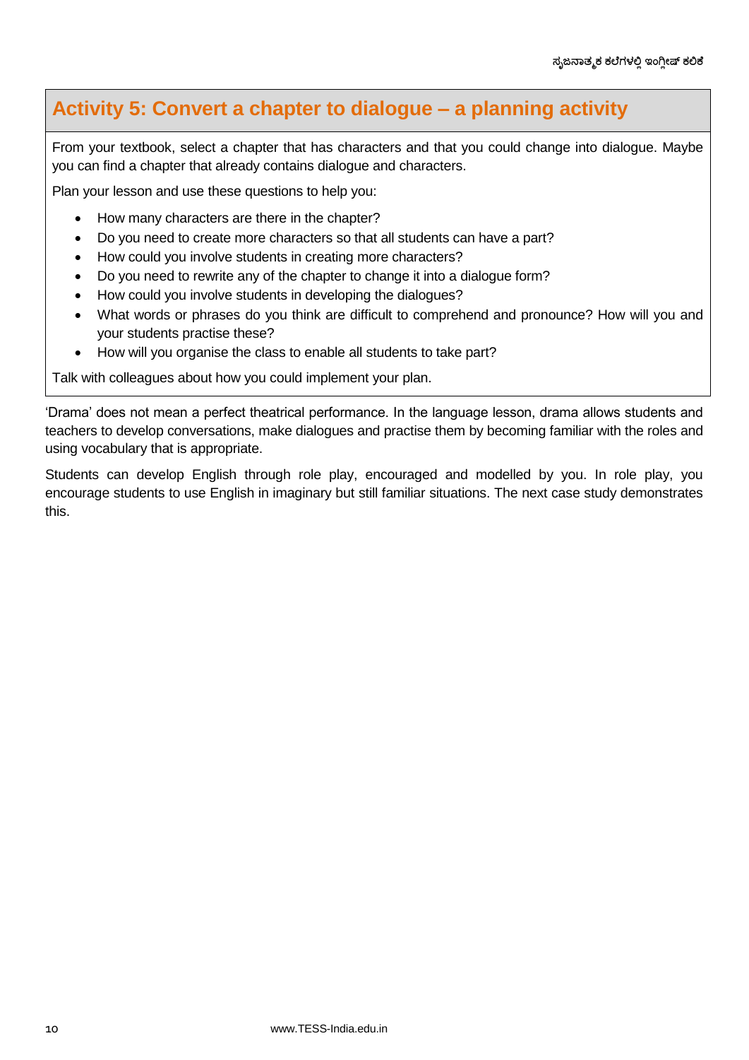## Activity 5: Convert a chapter to dialogue – a planning activity

From your textbook, select a chapter that has characters and that you could change into dialogue. Maybe you can find a chapter that already contains dialogue and characters.

Plan your lesson and use these questions to help you:

- How many characters are there in the chapter?
- Do you need to create more characters so that all students can have a part?
- How could you involve students in creating more characters?
- Do you need to rewrite any of the chapter to change it into a dialogue form?
- How could you involve students in developing the dialogues?
- What words or phrases do you think are difficult to comprehend and pronounce? How will you and your students practise these?
- How will you organise the class to enable all students to take part?

Talk with colleagues about how you could implement your plan.

'Drama' does not mean a perfect theatrical performance. In the language lesson, drama allows students and teachers to develop conversations, make dialogues and practise them by becoming familiar with the roles and using vocabulary that is appropriate.

Students can develop English through role play, encouraged and modelled by you. In role play, you encourage students to use English in imaginary but still familiar situations. The next case study demonstrates this.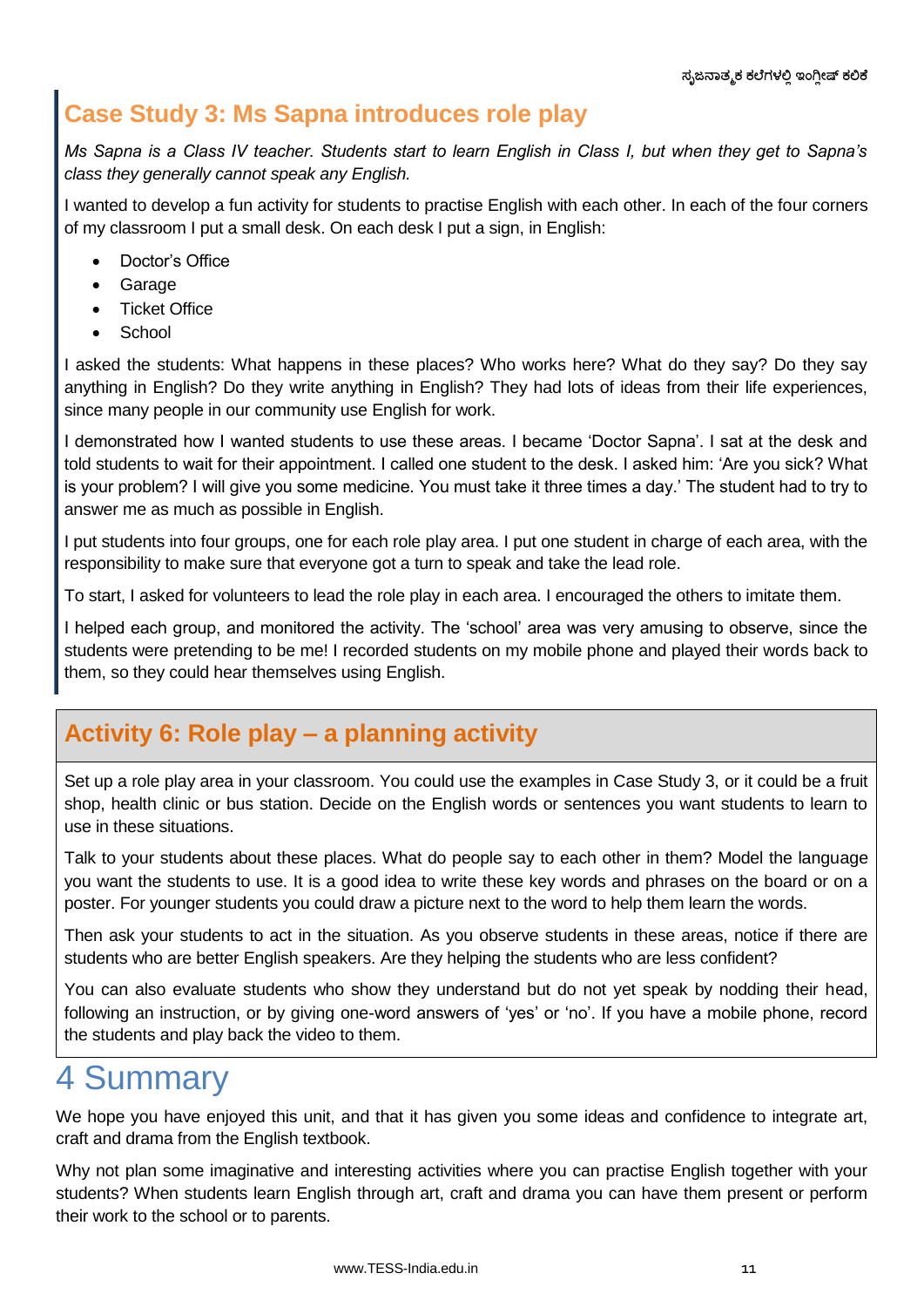## Case Study 3: Ms Sapna introduces role play

*Ms Sapna is a Class IV teacher. Students start to learn English in Class I, but when they get to Sapna's class they generally cannot speak any English.*

I wanted to develop a fun activity for students to practise English with each other. In each of the four corners of my classroom I put a small desk. On each desk I put a sign, in English:

- Doctor's Office
- Garage
- Ticket Office
- School

I asked the students: What happens in these places? Who works here? What do they say? Do they say anything in English? Do they write anything in English? They had lots of ideas from their life experiences, since many people in our community use English for work.

I demonstrated how I wanted students to use these areas. I became 'Doctor Sapna'. I sat at the desk and told students to wait for their appointment. I called one student to the desk. I asked him: 'Are you sick? What is your problem? I will give you some medicine. You must take it three times a day.' The student had to try to answer me as much as possible in English.

I put students into four groups, one for each role play area. I put one student in charge of each area, with the responsibility to make sure that everyone got a turn to speak and take the lead role.

To start, I asked for volunteers to lead the role play in each area. I encouraged the others to imitate them.

I helped each group, and monitored the activity. The 'school' area was very amusing to observe, since the students were pretending to be me! I recorded students on my mobile phone and played their words back to them, so they could hear themselves using English.

## Activity 6: Role play – a planning activity

Set up a role play area in your classroom. You could use the examples in Case Study 3, or it could be a fruit shop, health clinic or bus station. Decide on the English words or sentences you want students to learn to use in these situations.

Talk to your students about these places. What do people say to each other in them? Model the language you want the students to use. It is a good idea to write these key words and phrases on the board or on a poster. For younger students you could draw a picture next to the word to help them learn the words.

Then ask your students to act in the situation. As you observe students in these areas, notice if there are students who are better English speakers. Are they helping the students who are less confident?

You can also evaluate students who show they understand but do not yet speak by nodding their head, following an instruction, or by giving one-word answers of 'yes' or 'no'. If you have a mobile phone, record the students and play back the video to them.

# 4 Summary

We hope you have enjoyed this unit, and that it has given you some ideas and confidence to integrate art, craft and drama from the English textbook.

Why not plan some imaginative and interesting activities where you can practise English together with your students? When students learn English through art, craft and drama you can have them present or perform their work to the school or to parents.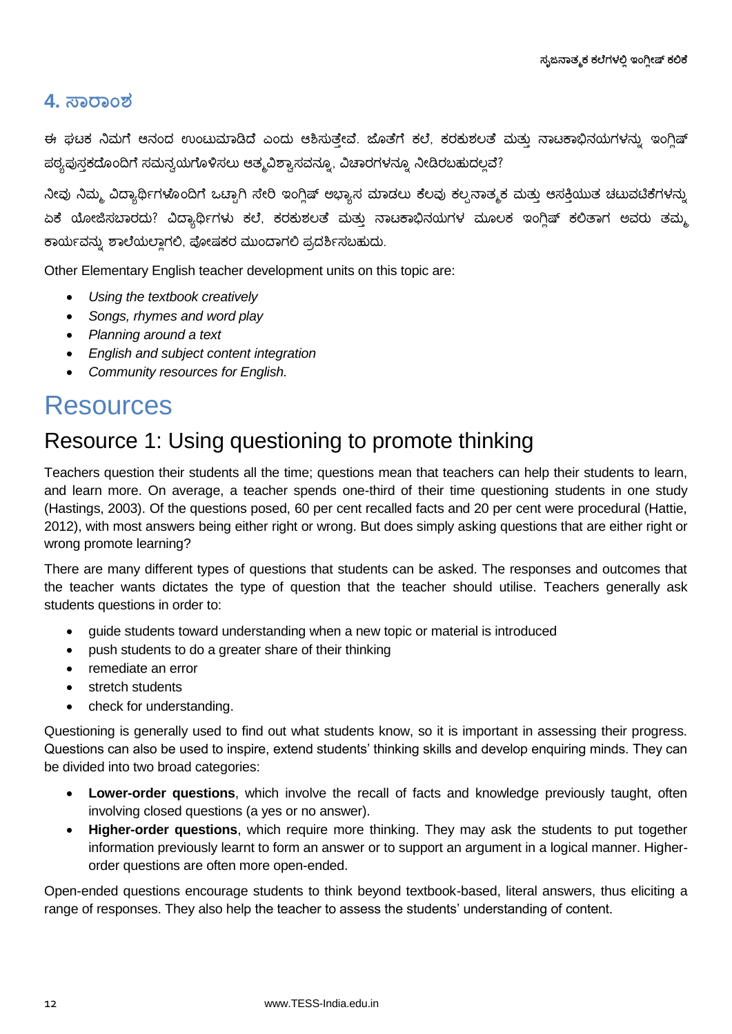## 4. ಸಾರಾಂಶ

ಈ ಘಟಕ ನಿಮಗೆ ಆನಂದ ಉಂಟುಮಾಡಿದೆ ಎಂದು ಆಶಿಸುತ್ತೇವೆ. ಜೊತೆಗೆ ಕಲೆ, ಕರಕುಶಲತೆ ಮತ್ತು ನಾಟಕಾಭಿನಯಗಳನ್ನು ಇಂಗ್ಲಿಷ್ ಪಠ್ಯಪುಸ್ತಕದೊಂದಿಗೆ ಸಮನ್ವಯಗೊಳಿಸಲು ಆತ್ಮವಿಶ್ವಾಸವನ್ನೂ, ವಿಚಾರಗಳನ್ನೂ ನೀಡಿರಬಹುದಲ್ಲವೆ?

ನೀವು ನಿಮ್ಮ ವಿದ್ಯಾರ್ಥಿಗಳೊಂದಿಗೆ ಒಟ್ಟಾಗಿ ಸೇರಿ ಇಂಗ್ಲಿಷ್ ಅಭ್ಯಾಸ ಮಾಡಲು ಕೆಲವು ಕಲ್ಪನಾತ್ಮಕ ಮತ್ತು ಆಸಕ್ತಿಯುತ ಚಟುವಟಿಕೆಗಳನ್ನು ಏಕೆ ಯೋಜಿಸಬಾರದು? ವಿದ್ಯಾರ್ಥಿಗಳು ಕಲೆ, ಕರಕುಶಲತೆ ಮತ್ತು ನಾಟಕಾಭಿನಯಗಳ ಮೂಲಕ ಇಂಗ್ಲಿಷ್ ಕಲಿತಾಗ ಅವರು ತಮ್ಮ ಕಾರ್ಯವನ್ನು ಶಾಲೆಯಲ್ಲಾಗಲಿ, ಪೋಷಕರ ಮುಂದಾಗಲಿ ಪ್ರದರ್ಶಿಸಬಹುದು.

Other Elementary English teacher development units on this topic are:

- *Using the textbook creatively*
- *Songs, rhymes and word play*
- *Planning around a text*
- *English and subject content integration*
- *Community resources for English.*

# Resources

## Resource 1: Using questioning to promote thinking

Teachers question their students all the time; questions mean that teachers can help their students to learn, and learn more. On average, a teacher spends one-third of their time questioning students in one study (Hastings, 2003). Of the questions posed, 60 per cent recalled facts and 20 per cent were procedural (Hattie, 2012), with most answers being either right or wrong. But does simply asking questions that are either right or wrong promote learning?

There are many different types of questions that students can be asked. The responses and outcomes that the teacher wants dictates the type of question that the teacher should utilise. Teachers generally ask students questions in order to:

- guide students toward understanding when a new topic or material is introduced
- push students to do a greater share of their thinking
- remediate an error
- stretch students
- check for understanding.

Questioning is generally used to find out what students know, so it is important in assessing their progress. Questions can also be used to inspire, extend students' thinking skills and develop enquiring minds. They can be divided into two broad categories:

- **Lower-order questions**, which involve the recall of facts and knowledge previously taught, often involving closed questions (a yes or no answer).
- **Higher-order questions**, which require more thinking. They may ask the students to put together information previously learnt to form an answer or to support an argument in a logical manner. Higher-order questions are often more open-ended.

Open-ended questions encourage students to think beyond textbook-based, literal answers, thus eliciting a range of responses. They also help the teacher to assess the students' understanding of content.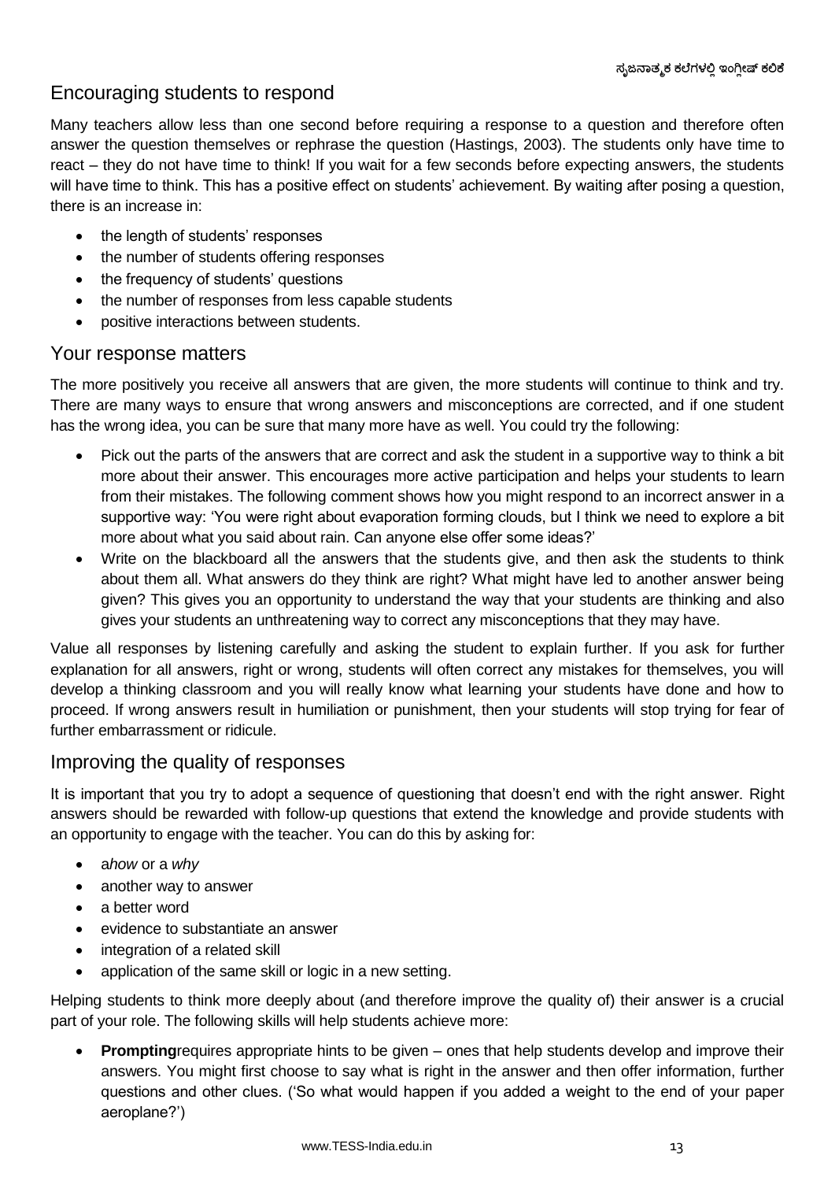## Encouraging students to respond

Many teachers allow less than one second before requiring a response to a question and therefore often answer the question themselves or rephrase the question (Hastings, 2003). The students only have time to react – they do not have time to think! If you wait for a few seconds before expecting answers, the students will have time to think. This has a positive effect on students' achievement. By waiting after posing a question, there is an increase in:

- the length of students' responses
- the number of students offering responses
- the frequency of students' questions
- the number of responses from less capable students
- positive interactions between students.

## Your response matters

The more positively you receive all answers that are given, the more students will continue to think and try. There are many ways to ensure that wrong answers and misconceptions are corrected, and if one student has the wrong idea, you can be sure that many more have as well. You could try the following:

- Pick out the parts of the answers that are correct and ask the student in a supportive way to think a bit more about their answer. This encourages more active participation and helps your students to learn from their mistakes. The following comment shows how you might respond to an incorrect answer in a supportive way: 'You were right about evaporation forming clouds, but I think we need to explore a bit more about what you said about rain. Can anyone else offer some ideas?'
- Write on the blackboard all the answers that the students give, and then ask the students to think about them all. What answers do they think are right? What might have led to another answer being given? This gives you an opportunity to understand the way that your students are thinking and also gives your students an unthreatening way to correct any misconceptions that they may have.

Value all responses by listening carefully and asking the student to explain further. If you ask for further explanation for all answers, right or wrong, students will often correct any mistakes for themselves, you will develop a thinking classroom and you will really know what learning your students have done and how to proceed. If wrong answers result in humiliation or punishment, then your students will stop trying for fear of further embarrassment or ridicule.

## Improving the quality of responses

It is important that you try to adopt a sequence of questioning that doesn't end with the right answer. Right answers should be rewarded with follow-up questions that extend the knowledge and provide students with an opportunity to engage with the teacher. You can do this by asking for:

- a*how* or a *why*
- another way to answer
- a better word
- evidence to substantiate an answer
- integration of a related skill
- application of the same skill or logic in a new setting.

Helping students to think more deeply about (and therefore improve the quality of) their answer is a crucial part of your role. The following skills will help students achieve more:

- **Prompting**requires appropriate hints to be given – ones that help students develop and improve their answers. You might first choose to say what is right in the answer and then offer information, further questions and other clues. ('So what would happen if you added a weight to the end of your paper aeroplane?')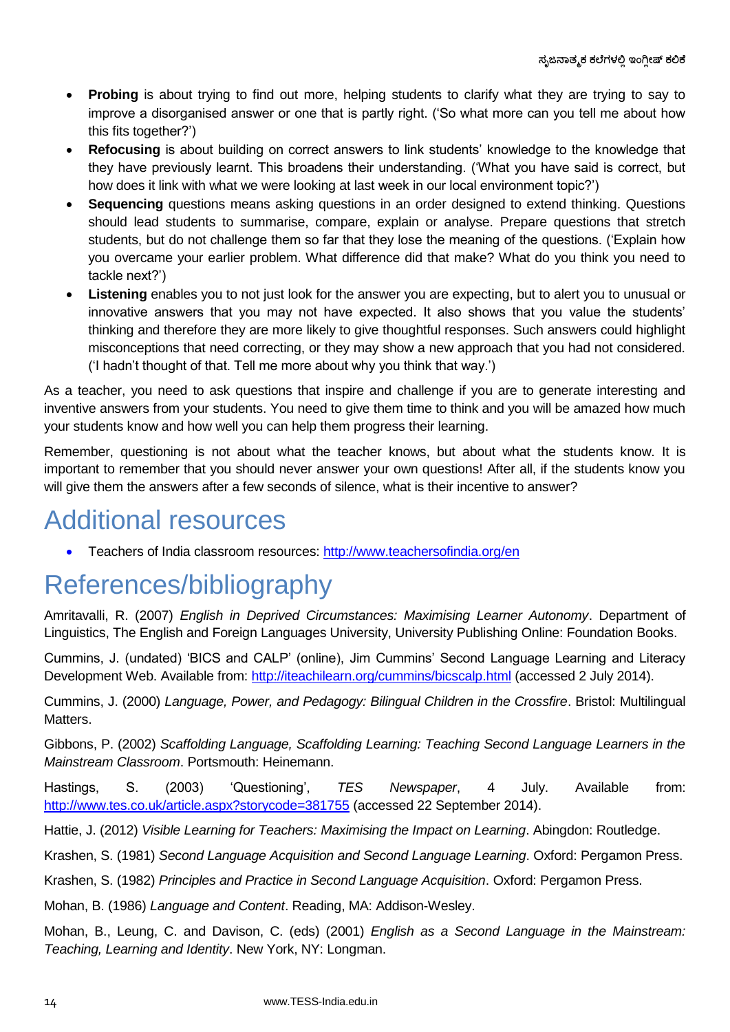- **Probing** is about trying to find out more, helping students to clarify what they are trying to say to improve a disorganised answer or one that is partly right. ('So what more can you tell me about how this fits together?')
- **Refocusing** is about building on correct answers to link students' knowledge to the knowledge that they have previously learnt. This broadens their understanding. ('What you have said is correct, but how does it link with what we were looking at last week in our local environment topic?')
- **Sequencing** questions means asking questions in an order designed to extend thinking. Questions should lead students to summarise, compare, explain or analyse. Prepare questions that stretch students, but do not challenge them so far that they lose the meaning of the questions. ('Explain how you overcame your earlier problem. What difference did that make? What do you think you need to tackle next?')
- **Listening** enables you to not just look for the answer you are expecting, but to alert you to unusual or innovative answers that you may not have expected. It also shows that you value the students' thinking and therefore they are more likely to give thoughtful responses. Such answers could highlight misconceptions that need correcting, or they may show a new approach that you had not considered. ('I hadn't thought of that. Tell me more about why you think that way.')

As a teacher, you need to ask questions that inspire and challenge if you are to generate interesting and inventive answers from your students. You need to give them time to think and you will be amazed how much your students know and how well you can help them progress their learning.

Remember, questioning is not about what the teacher knows, but about what the students know. It is important to remember that you should never answer your own questions! After all, if the students know you will give them the answers after a few seconds of silence, what is their incentive to answer?

# Additional resources

- Teachers of India classroom resources: http://www.teachersofindia.org/en

# References/bibliography

Amritavalli, R. (2007) *English in Deprived Circumstances: Maximising Learner Autonomy*. Department of Linguistics, The English and Foreign Languages University, University Publishing Online: Foundation Books.

Cummins, J. (undated) 'BICS and CALP' (online), Jim Cummins' Second Language Learning and Literacy Development Web. Available from: http://iteachilearn.org/cummins/bicscalp.html (accessed 2 July 2014).

Cummins, J. (2000) *Language, Power, and Pedagogy: Bilingual Children in the Crossfire*. Bristol: Multilingual Matters.

Gibbons, P. (2002) *Scaffolding Language, Scaffolding Learning: Teaching Second Language Learners in the Mainstream Classroom*. Portsmouth: Heinemann.

Hastings, S. (2003) 'Questioning', *TES Newspaper*, 4 July. Available from: http://www.tes.co.uk/article.aspx?storycode=381755 (accessed 22 September 2014).

Hattie, J. (2012) *Visible Learning for Teachers: Maximising the Impact on Learning*. Abingdon: Routledge.

Krashen, S. (1981) *Second Language Acquisition and Second Language Learning*. Oxford: Pergamon Press.

Krashen, S. (1982) *Principles and Practice in Second Language Acquisition*. Oxford: Pergamon Press.

Mohan, B. (1986) *Language and Content*. Reading, MA: Addison-Wesley.

Mohan, B., Leung, C. and Davison, C. (eds) (2001) *English as a Second Language in the Mainstream: Teaching, Learning and Identity*. New York, NY: Longman.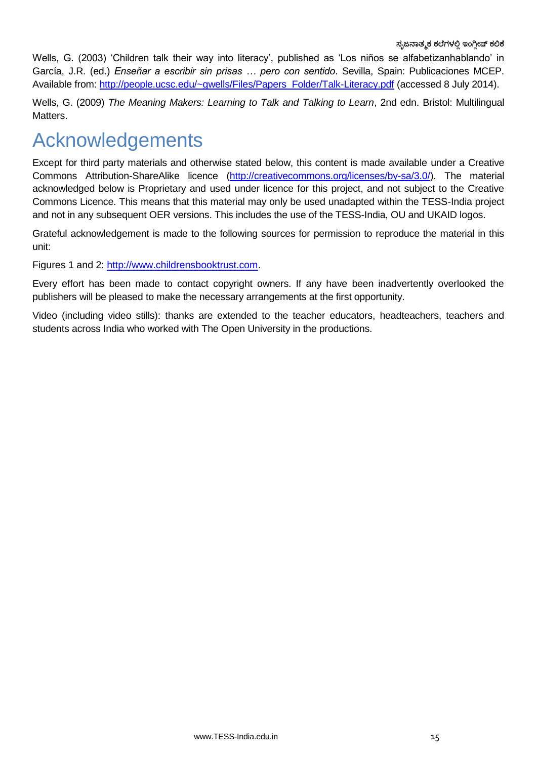Wells, G. (2003) 'Children talk their way into literacy', published as 'Los niños se alfabetizanhablando' in García, J.R. (ed.) *Enseñar a escribir sin prisas … pero con sentido*. Sevilla, Spain: Publicaciones MCEP. Available from: http://people.ucsc.edu/~gwells/Files/Papers_Folder/Talk-Literacy.pdf (accessed 8 July 2014).

Wells, G. (2009) *The Meaning Makers: Learning to Talk and Talking to Learn*, 2nd edn. Bristol: Multilingual Matters.

# Acknowledgements

Except for third party materials and otherwise stated below, this content is made available under a Creative Commons Attribution-ShareAlike licence (http://creativecommons.org/licenses/by-sa/3.0/). The material acknowledged below is Proprietary and used under licence for this project, and not subject to the Creative Commons Licence. This means that this material may only be used unadapted within the TESS-India project and not in any subsequent OER versions. This includes the use of the TESS-India, OU and UKAID logos.

Grateful acknowledgement is made to the following sources for permission to reproduce the material in this unit:

Figures 1 and 2: http://www.childrensbooktrust.com.

Every effort has been made to contact copyright owners. If any have been inadvertently overlooked the publishers will be pleased to make the necessary arrangements at the first opportunity.

Video (including video stills): thanks are extended to the teacher educators, headteachers, teachers and students across India who worked with The Open University in the productions.